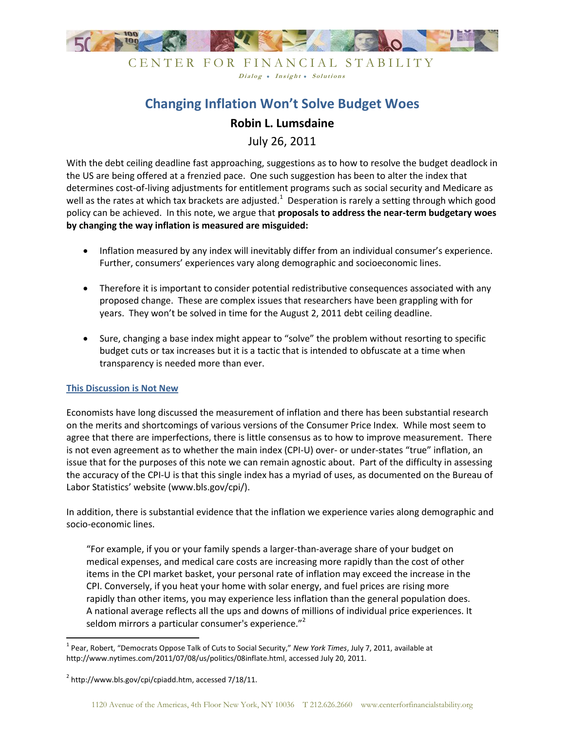CENTER FOR FINANCIAL STABILITY

*Dialog • Insight • Solutions*

# Changing Inflation Won't Solve Budget Woes

**Robin L. Lumsdaine**

July 26, 2011

With the debt ceiling deadline fast approaching, suggestions as to how to resolve the budget deadlock in the US are being offered at a frenzied pace. One such suggestion has been to alter the index that determines cost-of-living adjustments for entitlement programs such as social security and Medicare as well as the rates at which tax brackets are adjusted.[1] Desperation is rarely a setting through which good policy can be achieved. In this note, we argue that **proposals to address the near-term budgetary woes by changing the way inflation is measured are misguided:**

- Inflation measured by any index will inevitably differ from an individual consumer's experience. Further, consumers' experiences vary along demographic and socioeconomic lines.

- Therefore it is important to consider potential redistributive consequences associated with any proposed change. These are complex issues that researchers have been grappling with for years. They won't be solved in time for the August 2, 2011 debt ceiling deadline.

- Sure, changing a base index might appear to "solve" the problem without resorting to specific budget cuts or tax increases but it is a tactic that is intended to obfuscate at a time when transparency is needed more than ever.

## This Discussion is Not New

Economists have long discussed the measurement of inflation and there has been substantial research on the merits and shortcomings of various versions of the Consumer Price Index. While most seem to agree that there are imperfections, there is little consensus as to how to improve measurement. There is not even agreement as to whether the main index (CPI-U) over- or under-states "true" inflation, an issue that for the purposes of this note we can remain agnostic about. Part of the difficulty in assessing the accuracy of the CPI-U is that this single index has a myriad of uses, as documented on the Bureau of Labor Statistics' website (www.bls.gov/cpi/).

In addition, there is substantial evidence that the inflation we experience varies along demographic and socio-economic lines.

> "For example, if you or your family spends a larger-than-average share of your budget on medical expenses, and medical care costs are increasing more rapidly than the cost of other items in the CPI market basket, your personal rate of inflation may exceed the increase in the CPI. Conversely, if you heat your home with solar energy, and fuel prices are rising more rapidly than other items, you may experience less inflation than the general population does. A national average reflects all the ups and downs of millions of individual price experiences. It seldom mirrors a particular consumer's experience."[2]

[1] Pear, Robert, "Democrats Oppose Talk of Cuts to Social Security," *New York Times*, July 7, 2011, available at http://www.nytimes.com/2011/07/08/us/politics/08inflate.html, accessed July 20, 2011.

[2] http://www.bls.gov/cpi/cpiadd.htm, accessed 7/18/11.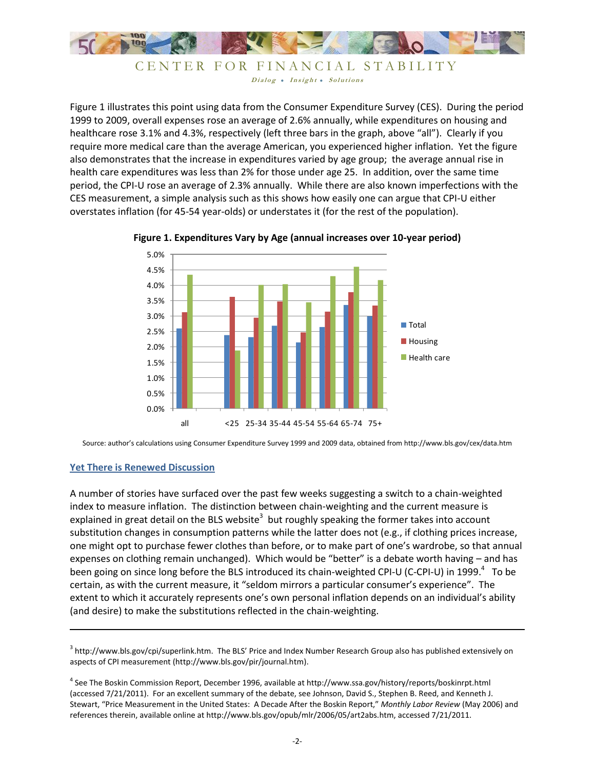Figure 1 illustrates this point using data from the Consumer Expenditure Survey (CES). During the period 1999 to 2009, overall expenses rose an average of 2.6% annually, while expenditures on housing and healthcare rose 3.1% and 4.3%, respectively (left three bars in the graph, above "all"). Clearly if you require more medical care than the average American, you experienced higher inflation. Yet the figure also demonstrates that the increase in expenditures varied by age group; the average annual rise in health care expenditures was less than 2% for those under age 25. In addition, over the same time period, the CPI-U rose an average of 2.3% annually. While there are also known imperfections with the CES measurement, a simple analysis such as this shows how easily one can argue that CPI-U either overstates inflation (for 45-54 year-olds) or understates it (for the rest of the population).

**Figure 1. Expenditures Vary by Age (annual increases over 10-year period)**

Source: author's calculations using Consumer Expenditure Survey 1999 and 2009 data, obtained from http://www.bls.gov/cex/data.htm

## Yet There is Renewed Discussion

A number of stories have surfaced over the past few weeks suggesting a switch to a chain-weighted index to measure inflation. The distinction between chain-weighting and the current measure is explained in great detail on the BLS website[3] but roughly speaking the former takes into account substitution changes in consumption patterns while the latter does not (e.g., if clothing prices increase, one might opt to purchase fewer clothes than before, or to make part of one's wardrobe, so that annual expenses on clothing remain unchanged). Which would be "better" is a debate worth having – and has been going on since long before the BLS introduced its chain-weighted CPI-U (C-CPI-U) in 1999.[4] To be certain, as with the current measure, it "seldom mirrors a particular consumer's experience". The extent to which it accurately represents one's own personal inflation depends on an individual's ability (and desire) to make the substitutions reflected in the chain-weighting.

---

[3] http://www.bls.gov/cpi/superlink.htm. The BLS' Price and Index Number Research Group also has published extensively on aspects of CPI measurement (http://www.bls.gov/pir/journal.htm).

[4] See The Boskin Commission Report, December 1996, available at http://www.ssa.gov/history/reports/boskinrpt.html (accessed 7/21/2011). For an excellent summary of the debate, see Johnson, David S., Stephen B. Reed, and Kenneth J. Stewart, "Price Measurement in the United States: A Decade After the Boskin Report," *Monthly Labor Review* (May 2006) and references therein, available online at http://www.bls.gov/opub/mlr/2006/05/art2abs.htm, accessed 7/21/2011.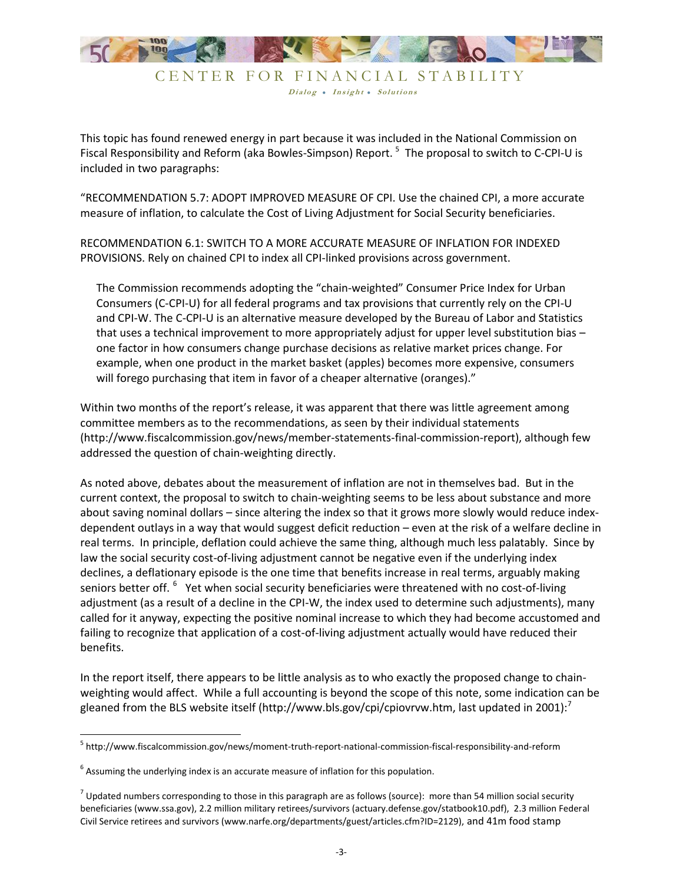This topic has found renewed energy in part because it was included in the National Commission on Fiscal Responsibility and Reform (aka Bowles-Simpson) Report. [5] The proposal to switch to C-CPI-U is included in two paragraphs:

"RECOMMENDATION 5.7: ADOPT IMPROVED MEASURE OF CPI. Use the chained CPI, a more accurate measure of inflation, to calculate the Cost of Living Adjustment for Social Security beneficiaries.

RECOMMENDATION 6.1: SWITCH TO A MORE ACCURATE MEASURE OF INFLATION FOR INDEXED PROVISIONS. Rely on chained CPI to index all CPI-linked provisions across government.

> The Commission recommends adopting the "chain-weighted" Consumer Price Index for Urban Consumers (C-CPI-U) for all federal programs and tax provisions that currently rely on the CPI-U and CPI-W. The C-CPI-U is an alternative measure developed by the Bureau of Labor and Statistics that uses a technical improvement to more appropriately adjust for upper level substitution bias – one factor in how consumers change purchase decisions as relative market prices change. For example, when one product in the market basket (apples) becomes more expensive, consumers will forego purchasing that item in favor of a cheaper alternative (oranges)."

Within two months of the report's release, it was apparent that there was little agreement among committee members as to the recommendations, as seen by their individual statements (http://www.fiscalcommission.gov/news/member-statements-final-commission-report), although few addressed the question of chain-weighting directly.

As noted above, debates about the measurement of inflation are not in themselves bad. But in the current context, the proposal to switch to chain-weighting seems to be less about substance and more about saving nominal dollars – since altering the index so that it grows more slowly would reduce index-dependent outlays in a way that would suggest deficit reduction – even at the risk of a welfare decline in real terms. In principle, deflation could achieve the same thing, although much less palatably. Since by law the social security cost-of-living adjustment cannot be negative even if the underlying index declines, a deflationary episode is the one time that benefits increase in real terms, arguably making seniors better off. [6] Yet when social security beneficiaries were threatened with no cost-of-living adjustment (as a result of a decline in the CPI-W, the index used to determine such adjustments), many called for it anyway, expecting the positive nominal increase to which they had become accustomed and failing to recognize that application of a cost-of-living adjustment actually would have reduced their benefits.

In the report itself, there appears to be little analysis as to who exactly the proposed change to chain-weighting would affect. While a full accounting is beyond the scope of this note, some indication can be gleaned from the BLS website itself (http://www.bls.gov/cpi/cpiovrvw.htm, last updated in 2001):[7]

---

[5] http://www.fiscalcommission.gov/news/moment-truth-report-national-commission-fiscal-responsibility-and-reform

[6] Assuming the underlying index is an accurate measure of inflation for this population.

[7] Updated numbers corresponding to those in this paragraph are as follows (source): more than 54 million social security beneficiaries (www.ssa.gov), 2.2 million military retirees/survivors (actuary.defense.gov/statbook10.pdf), 2.3 million Federal Civil Service retirees and survivors (www.narfe.org/departments/guest/articles.cfm?ID=2129), and 41m food stamp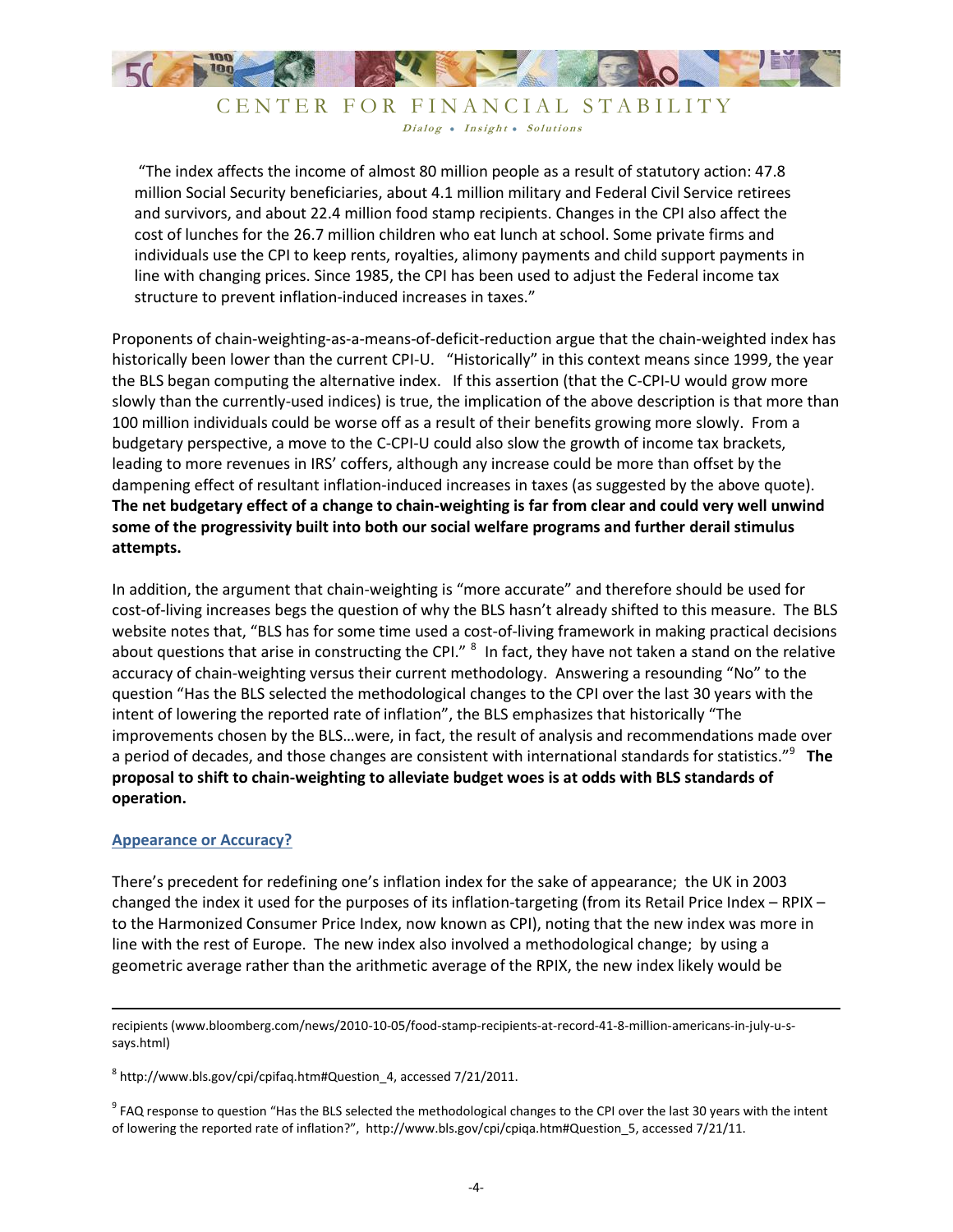"The index affects the income of almost 80 million people as a result of statutory action: 47.8 million Social Security beneficiaries, about 4.1 million military and Federal Civil Service retirees and survivors, and about 22.4 million food stamp recipients. Changes in the CPI also affect the cost of lunches for the 26.7 million children who eat lunch at school. Some private firms and individuals use the CPI to keep rents, royalties, alimony payments and child support payments in line with changing prices. Since 1985, the CPI has been used to adjust the Federal income tax structure to prevent inflation-induced increases in taxes."

Proponents of chain-weighting-as-a-means-of-deficit-reduction argue that the chain-weighted index has historically been lower than the current CPI-U. "Historically" in this context means since 1999, the year the BLS began computing the alternative index. If this assertion (that the C-CPI-U would grow more slowly than the currently-used indices) is true, the implication of the above description is that more than 100 million individuals could be worse off as a result of their benefits growing more slowly. From a budgetary perspective, a move to the C-CPI-U could also slow the growth of income tax brackets, leading to more revenues in IRS' coffers, although any increase could be more than offset by the dampening effect of resultant inflation-induced increases in taxes (as suggested by the above quote). **The net budgetary effect of a change to chain-weighting is far from clear and could very well unwind some of the progressivity built into both our social welfare programs and further derail stimulus attempts.**

In addition, the argument that chain-weighting is "more accurate" and therefore should be used for cost-of-living increases begs the question of why the BLS hasn't already shifted to this measure. The BLS website notes that, "BLS has for some time used a cost-of-living framework in making practical decisions about questions that arise in constructing the CPI."[8] In fact, they have not taken a stand on the relative accuracy of chain-weighting versus their current methodology. Answering a resounding "No" to the question "Has the BLS selected the methodological changes to the CPI over the last 30 years with the intent of lowering the reported rate of inflation", the BLS emphasizes that historically "The improvements chosen by the BLS…were, in fact, the result of analysis and recommendations made over a period of decades, and those changes are consistent with international standards for statistics."[9] **The proposal to shift to chain-weighting to alleviate budget woes is at odds with BLS standards of operation.**

## Appearance or Accuracy?

There's precedent for redefining one's inflation index for the sake of appearance; the UK in 2003 changed the index it used for the purposes of its inflation-targeting (from its Retail Price Index – RPIX – to the Harmonized Consumer Price Index, now known as CPI), noting that the new index was more in line with the rest of Europe. The new index also involved a methodological change; by using a geometric average rather than the arithmetic average of the RPIX, the new index likely would be

---

recipients (www.bloomberg.com/news/2010-10-05/food-stamp-recipients-at-record-41-8-million-americans-in-july-u-s-says.html)

[8] http://www.bls.gov/cpi/cpifaq.htm#Question_4, accessed 7/21/2011.

[9] FAQ response to question "Has the BLS selected the methodological changes to the CPI over the last 30 years with the intent of lowering the reported rate of inflation?", http://www.bls.gov/cpi/cpiqa.htm#Question_5, accessed 7/21/11.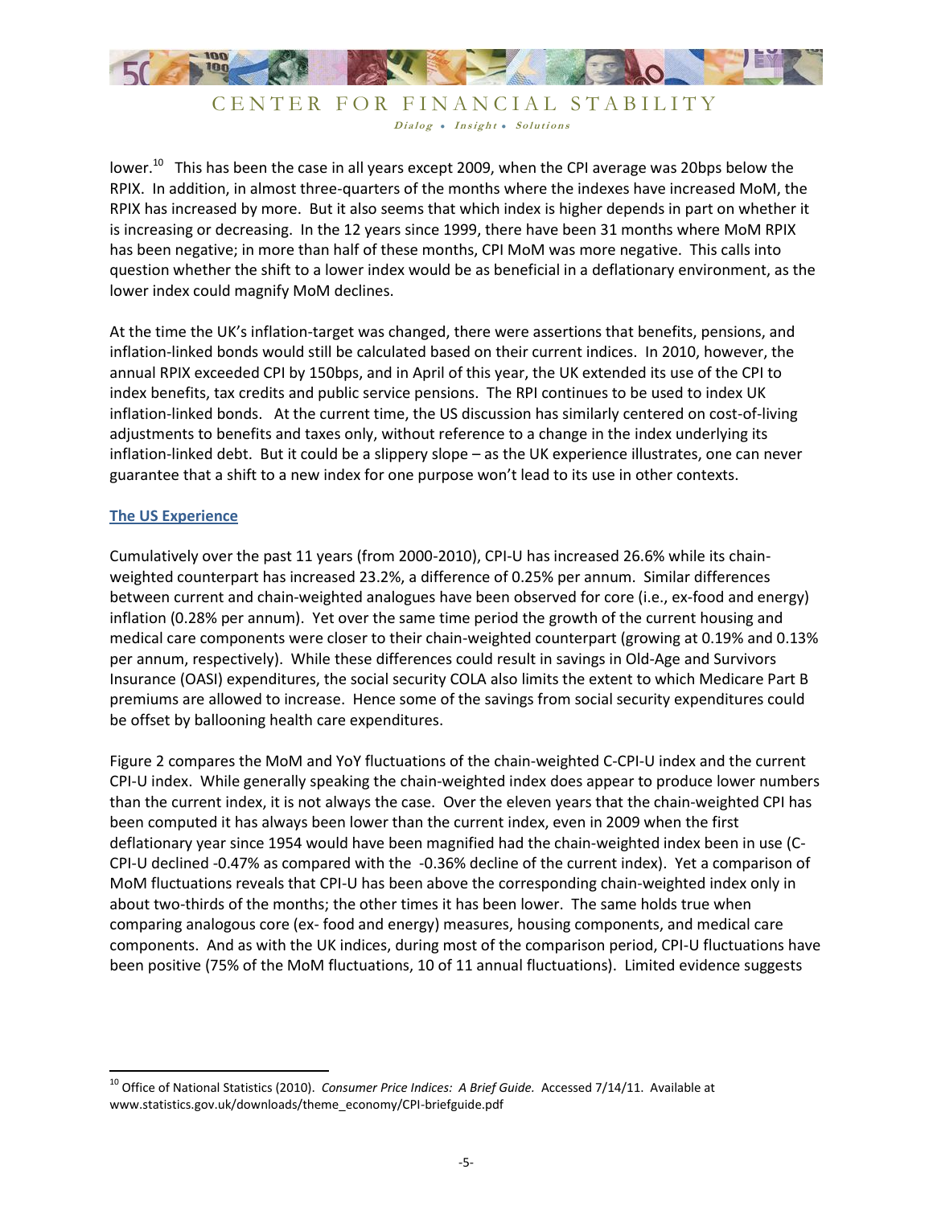lower.[10] This has been the case in all years except 2009, when the CPI average was 20bps below the RPIX. In addition, in almost three-quarters of the months where the indexes have increased MoM, the RPIX has increased by more. But it also seems that which index is higher depends in part on whether it is increasing or decreasing. In the 12 years since 1999, there have been 31 months where MoM RPIX has been negative; in more than half of these months, CPI MoM was more negative. This calls into question whether the shift to a lower index would be as beneficial in a deflationary environment, as the lower index could magnify MoM declines.

At the time the UK's inflation-target was changed, there were assertions that benefits, pensions, and inflation-linked bonds would still be calculated based on their current indices. In 2010, however, the annual RPIX exceeded CPI by 150bps, and in April of this year, the UK extended its use of the CPI to index benefits, tax credits and public service pensions. The RPI continues to be used to index UK inflation-linked bonds. At the current time, the US discussion has similarly centered on cost-of-living adjustments to benefits and taxes only, without reference to a change in the index underlying its inflation-linked debt. But it could be a slippery slope – as the UK experience illustrates, one can never guarantee that a shift to a new index for one purpose won't lead to its use in other contexts.

## The US Experience

Cumulatively over the past 11 years (from 2000-2010), CPI-U has increased 26.6% while its chain-weighted counterpart has increased 23.2%, a difference of 0.25% per annum. Similar differences between current and chain-weighted analogues have been observed for core (i.e., ex-food and energy) inflation (0.28% per annum). Yet over the same time period the growth of the current housing and medical care components were closer to their chain-weighted counterpart (growing at 0.19% and 0.13% per annum, respectively). While these differences could result in savings in Old-Age and Survivors Insurance (OASI) expenditures, the social security COLA also limits the extent to which Medicare Part B premiums are allowed to increase. Hence some of the savings from social security expenditures could be offset by ballooning health care expenditures.

Figure 2 compares the MoM and YoY fluctuations of the chain-weighted C-CPI-U index and the current CPI-U index. While generally speaking the chain-weighted index does appear to produce lower numbers than the current index, it is not always the case. Over the eleven years that the chain-weighted CPI has been computed it has always been lower than the current index, even in 2009 when the first deflationary year since 1954 would have been magnified had the chain-weighted index been in use (C-CPI-U declined -0.47% as compared with the -0.36% decline of the current index). Yet a comparison of MoM fluctuations reveals that CPI-U has been above the corresponding chain-weighted index only in about two-thirds of the months; the other times it has been lower. The same holds true when comparing analogous core (ex- food and energy) measures, housing components, and medical care components. And as with the UK indices, during most of the comparison period, CPI-U fluctuations have been positive (75% of the MoM fluctuations, 10 of 11 annual fluctuations). Limited evidence suggests

[10] Office of National Statistics (2010). *Consumer Price Indices: A Brief Guide.* Accessed 7/14/11. Available at www.statistics.gov.uk/downloads/theme_economy/CPI-briefguide.pdf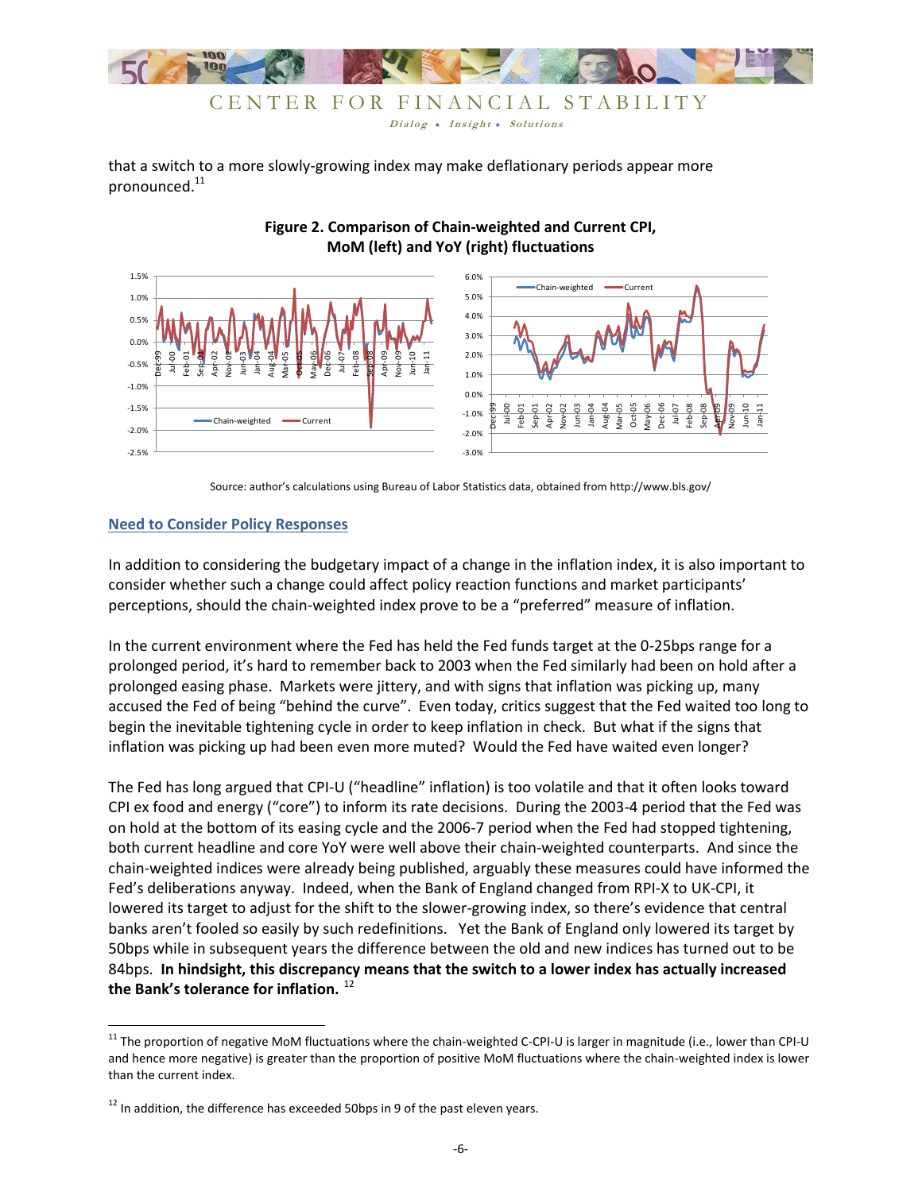that a switch to a more slowly-growing index may make deflationary periods appear more pronounced.[11]

**Figure 2. Comparison of Chain-weighted and Current CPI, MoM (left) and YoY (right) fluctuations**

Source: author's calculations using Bureau of Labor Statistics data, obtained from http://www.bls.gov/

## Need to Consider Policy Responses

In addition to considering the budgetary impact of a change in the inflation index, it is also important to consider whether such a change could affect policy reaction functions and market participants' perceptions, should the chain-weighted index prove to be a "preferred" measure of inflation.

In the current environment where the Fed has held the Fed funds target at the 0-25bps range for a prolonged period, it's hard to remember back to 2003 when the Fed similarly had been on hold after a prolonged easing phase. Markets were jittery, and with signs that inflation was picking up, many accused the Fed of being "behind the curve". Even today, critics suggest that the Fed waited too long to begin the inevitable tightening cycle in order to keep inflation in check. But what if the signs that inflation was picking up had been even more muted? Would the Fed have waited even longer?

The Fed has long argued that CPI-U ("headline" inflation) is too volatile and that it often looks toward CPI ex food and energy ("core") to inform its rate decisions. During the 2003-4 period that the Fed was on hold at the bottom of its easing cycle and the 2006-7 period when the Fed had stopped tightening, both current headline and core YoY were well above their chain-weighted counterparts. And since the chain-weighted indices were already being published, arguably these measures could have informed the Fed's deliberations anyway. Indeed, when the Bank of England changed from RPI-X to UK-CPI, it lowered its target to adjust for the shift to the slower-growing index, so there's evidence that central banks aren't fooled so easily by such redefinitions. Yet the Bank of England only lowered its target by 50bps while in subsequent years the difference between the old and new indices has turned out to be 84bps. **In hindsight, this discrepancy means that the switch to a lower index has actually increased the Bank's tolerance for inflation.** [12]

[11] The proportion of negative MoM fluctuations where the chain-weighted C-CPI-U is larger in magnitude (i.e., lower than CPI-U and hence more negative) is greater than the proportion of positive MoM fluctuations where the chain-weighted index is lower than the current index.

[12] In addition, the difference has exceeded 50bps in 9 of the past eleven years.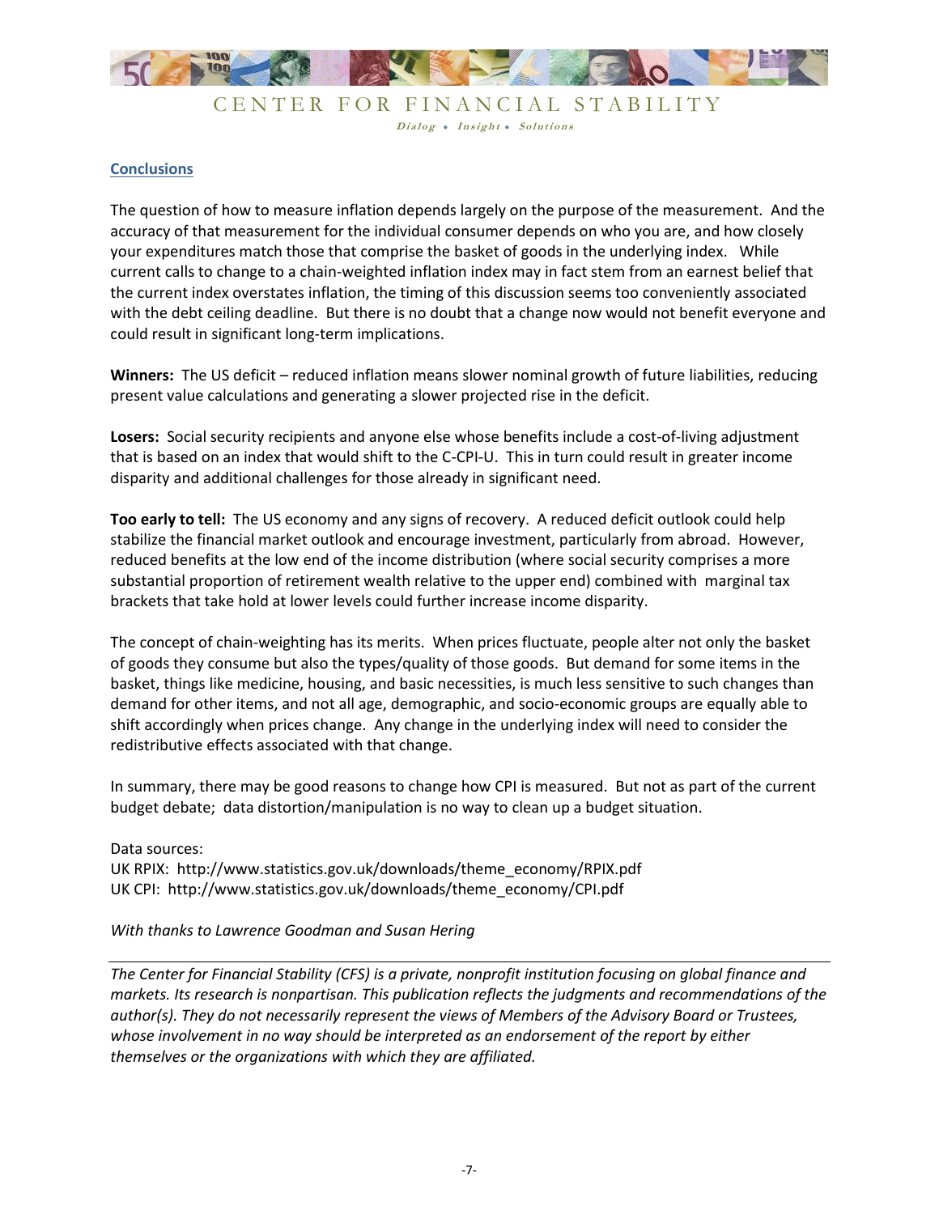## Conclusions

The question of how to measure inflation depends largely on the purpose of the measurement. And the accuracy of that measurement for the individual consumer depends on who you are, and how closely your expenditures match those that comprise the basket of goods in the underlying index. While current calls to change to a chain-weighted inflation index may in fact stem from an earnest belief that the current index overstates inflation, the timing of this discussion seems too conveniently associated with the debt ceiling deadline. But there is no doubt that a change now would not benefit everyone and could result in significant long-term implications.

**Winners:** The US deficit – reduced inflation means slower nominal growth of future liabilities, reducing present value calculations and generating a slower projected rise in the deficit.

**Losers:** Social security recipients and anyone else whose benefits include a cost-of-living adjustment that is based on an index that would shift to the C-CPI-U. This in turn could result in greater income disparity and additional challenges for those already in significant need.

**Too early to tell:** The US economy and any signs of recovery. A reduced deficit outlook could help stabilize the financial market outlook and encourage investment, particularly from abroad. However, reduced benefits at the low end of the income distribution (where social security comprises a more substantial proportion of retirement wealth relative to the upper end) combined with marginal tax brackets that take hold at lower levels could further increase income disparity.

The concept of chain-weighting has its merits. When prices fluctuate, people alter not only the basket of goods they consume but also the types/quality of those goods. But demand for some items in the basket, things like medicine, housing, and basic necessities, is much less sensitive to such changes than demand for other items, and not all age, demographic, and socio-economic groups are equally able to shift accordingly when prices change. Any change in the underlying index will need to consider the redistributive effects associated with that change.

In summary, there may be good reasons to change how CPI is measured. But not as part of the current budget debate; data distortion/manipulation is no way to clean up a budget situation.

Data sources:
UK RPIX: http://www.statistics.gov.uk/downloads/theme_economy/RPIX.pdf
UK CPI: http://www.statistics.gov.uk/downloads/theme_economy/CPI.pdf

*With thanks to Lawrence Goodman and Susan Hering*

---

*The Center for Financial Stability (CFS) is a private, nonprofit institution focusing on global finance and markets. Its research is nonpartisan. This publication reflects the judgments and recommendations of the author(s). They do not necessarily represent the views of Members of the Advisory Board or Trustees, whose involvement in no way should be interpreted as an endorsement of the report by either themselves or the organizations with which they are affiliated.*